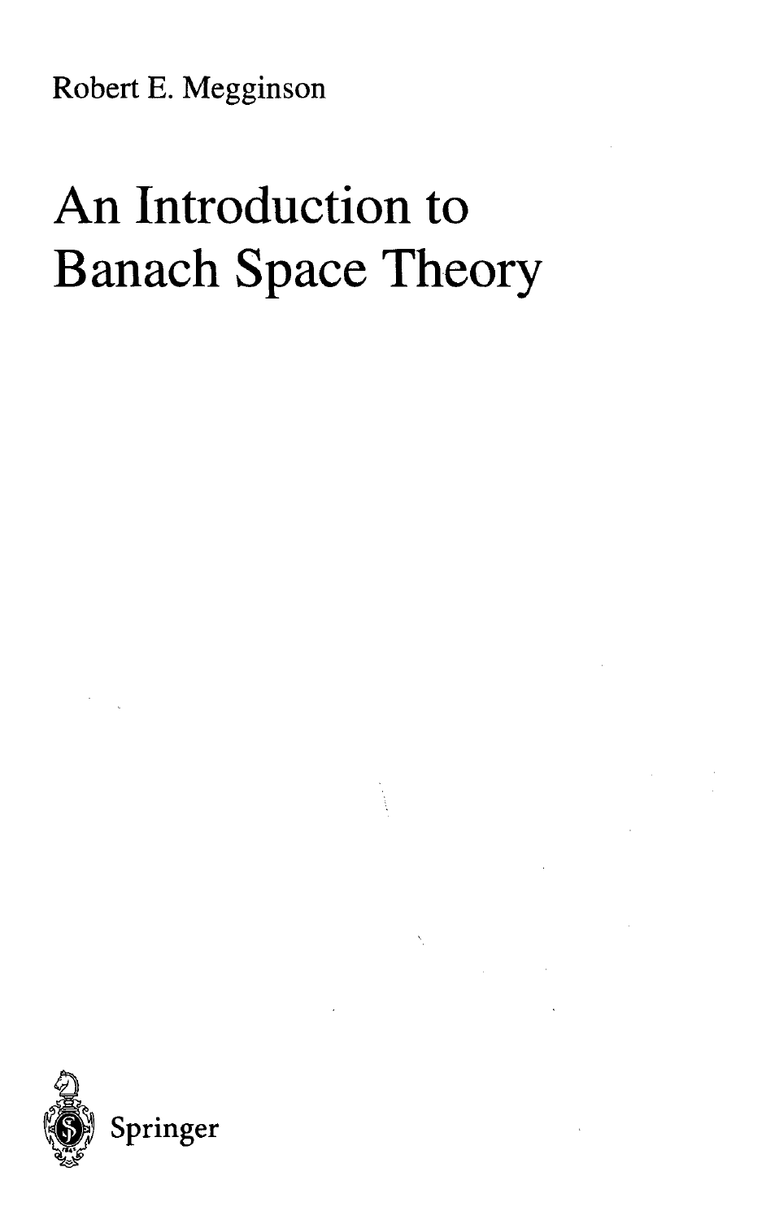Robert E. Megginson

# An Introduction to Banach Space Theory

Springer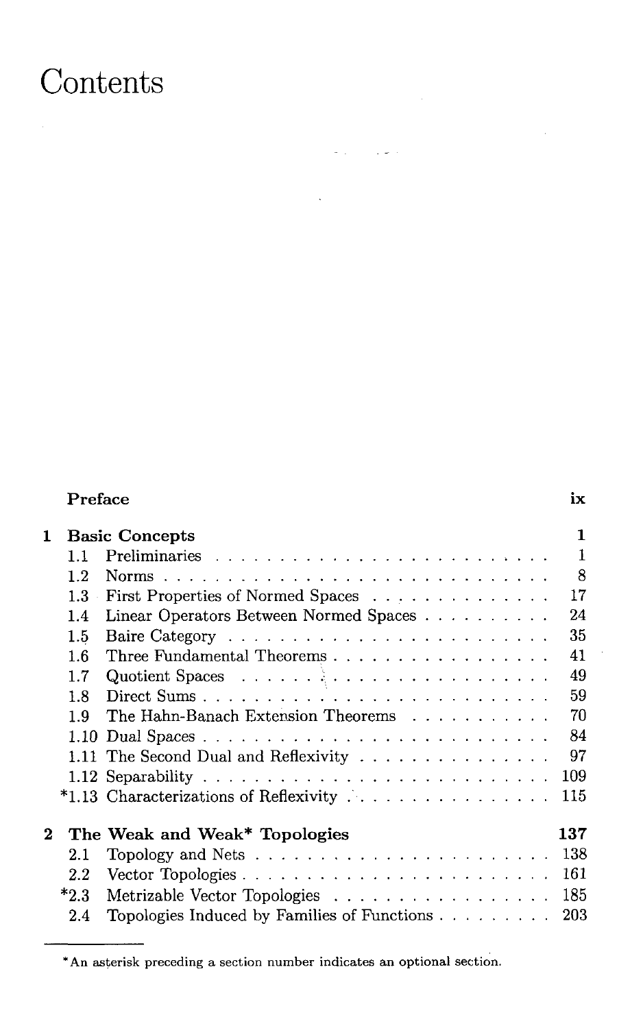# Contents

| | | |
|---|---|---|
| **Preface** | | **ix** |
| **1** | **Basic Concepts** | **1** |
| 1.1 | Preliminaries | 1 |
| 1.2 | Norms | 8 |
| 1.3 | First Properties of Normed Spaces | 17 |
| 1.4 | Linear Operators Between Normed Spaces | 24 |
| 1.5 | Baire Category | 35 |
| 1.6 | Three Fundamental Theorems | 41 |
| 1.7 | Quotient Spaces | 49 |
| 1.8 | Direct Sums | 59 |
| 1.9 | The Hahn-Banach Extension Theorems | 70 |
| 1.10 | Dual Spaces | 84 |
| 1.11 | The Second Dual and Reflexivity | 97 |
| 1.12 | Separability | 109 |
| *1.13 | Characterizations of Reflexivity | 115 |
| **2** | **The Weak and Weak* Topologies** | **137** |
| 2.1 | Topology and Nets | 138 |
| 2.2 | Vector Topologies | 161 |
| *2.3 | Metrizable Vector Topologies | 185 |
| 2.4 | Topologies Induced by Families of Functions | 203 |

*An asterisk preceding a section number indicates an optional section.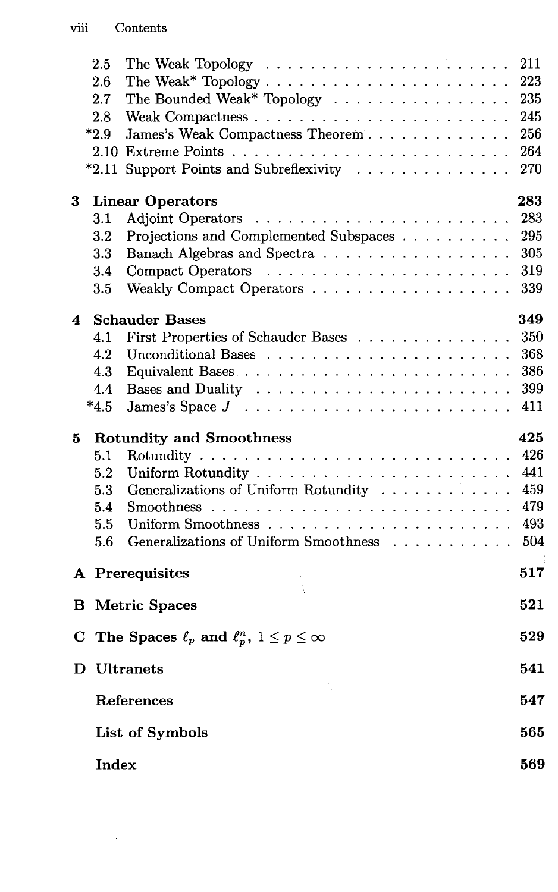2.5 The Weak Topology . . . . . . . . . . . . . . . . . . . . 211
2.6 The Weak* Topology . . . . . . . . . . . . . . . . . . . . 223
2.7 The Bounded Weak* Topology . . . . . . . . . . . . . . . . 235
2.8 Weak Compactness . . . . . . . . . . . . . . . . . . . . 245
*2.9 James's Weak Compactness Theorem . . . . . . . . . . . . . 256
2.10 Extreme Points . . . . . . . . . . . . . . . . . . . . . 264
*2.11 Support Points and Subreflexivity . . . . . . . . . . . . . 270

**3 Linear Operators** **283**

3.1 Adjoint Operators . . . . . . . . . . . . . . . . . . . . 283
3.2 Projections and Complemented Subspaces . . . . . . . . . . 295
3.3 Banach Algebras and Spectra . . . . . . . . . . . . . . . . 305
3.4 Compact Operators . . . . . . . . . . . . . . . . . . . . 319
3.5 Weakly Compact Operators . . . . . . . . . . . . . . . . . 339

**4 Schauder Bases** **349**

4.1 First Properties of Schauder Bases . . . . . . . . . . . . . 350
4.2 Unconditional Bases . . . . . . . . . . . . . . . . . . . 368
4.3 Equivalent Bases . . . . . . . . . . . . . . . . . . . . . 386
4.4 Bases and Duality . . . . . . . . . . . . . . . . . . . . 399
*4.5 James's Space $J$ . . . . . . . . . . . . . . . . . . . . 411

**5 Rotundity and Smoothness** **425**

5.1 Rotundity . . . . . . . . . . . . . . . . . . . . . . . . 426
5.2 Uniform Rotundity . . . . . . . . . . . . . . . . . . . . 441
5.3 Generalizations of Uniform Rotundity . . . . . . . . . . . . 459
5.4 Smoothness . . . . . . . . . . . . . . . . . . . . . . . 479
5.5 Uniform Smoothness . . . . . . . . . . . . . . . . . . . . 493
5.6 Generalizations of Uniform Smoothness . . . . . . . . . . . 504

**A Prerequisites** **517**

**B Metric Spaces** **521**

**C The Spaces $\ell_p$ and $\ell_p^n$, $1 \le p \le \infty$** **529**

**D Ultranets** **541**

**References** **547**

**List of Symbols** **565**

**Index** **569**